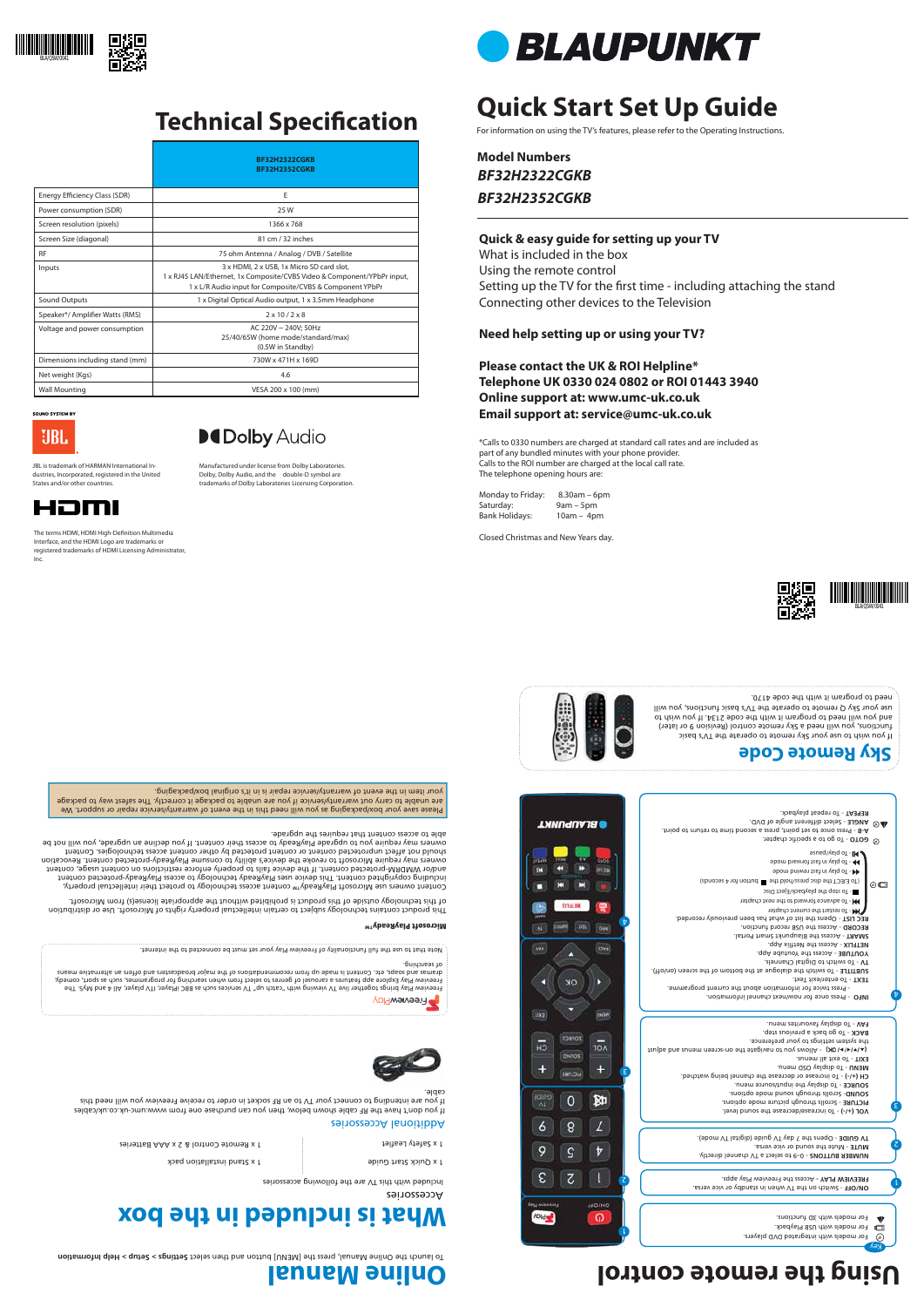# Technical Specification

| | BF32H2322CGKB<br>BF32H2352CGKB |
|---|---|
| Energy Efficiency Class (SDR) | E |
| Power consumption (SDR) | 25 W |
| Screen resolution (pixels) | 1366 x 768 |
| Screen Size (diagonal) | 81 cm / 32 inches |
| RF | 75 ohm Antenna / Analog / DVB / Satellite |
| Inputs | 3 x HDMI, 2 x USB, 1x Micro SD card slot,<br>1 x RJ45 LAN/Ethernet, 1x Composite/CVBS Video & Component/YPbPr input,<br>1 x L/R Audio input for Composite/CVBS & Component YPbPr |
| Sound Outputs | 1 x Digital Optical Audio output, 1 x 3.5mm Headphone |
| Speaker*/ Amplifier Watts (RMS) | 2 x 10 / 2 x 8 |
| Voltage and power consumption | AC 220V – 240V; 50Hz<br>25/40/65W (home mode/standard/max)<br>(0.5W in Standby) |
| Dimensions including stand (mm) | 730W x 471H x 169D |
| Net weight (Kgs) | 4.6 |
| Wall Mounting | VESA 200 x 100 (mm) |

SOUND SYSTEM BY

JBL is trademark of HARMAN International Industries, Incorporated, registered in the United States and/or other countries.

Dolby Audio

Manufactured under license from Dolby Laboratories. Dolby, Dolby Audio, and the double-D symbol are trademarks of Dolby Laboratories Licensing Corporation.

HDMI

The terms HDMI, HDMI High-Definition Multimedia Interface, and the HDMI Logo are trademarks or registered trademarks of HDMI Licensing Administrator, Inc.

# BLAUPUNKT

# Quick Start Set Up Guide

For information on using the TV's features, please refer to the Operating Instructions.

**Model Numbers**

***BF32H2322CGKB***

***BF32H2352CGKB***

**Quick & easy guide for setting up your TV**

What is included in the box

Using the remote control

Setting up the TV for the first time - including attaching the stand

Connecting other devices to the Television

**Need help setting up or using your TV?**

**Please contact the UK & ROI Helpline***

**Telephone UK 0330 024 0802 or ROI 01443 3940**

**Online support at: www.umc-uk.co.uk**

**Email support at: service@umc-uk.co.uk**

*Calls to 0330 numbers are charged at standard call rates and are included as part of any bundled minutes with your phone provider. Calls to the ROI number are charged at the local call rate. The telephone opening hours are:

Monday to Friday: 8.30am – 6pm
Saturday: 9am – 5pm
Bank Holidays: 10am – 4pm

Closed Christmas and New Years day.

# Using the remote control

Key
- For models with integrated DVD players.
- For models with USB Playback.
- For models with 3D functions.

1. **ON/OFF** - Switch on the TV when in standby or vice versa.
   **FREEVIEW PLAY** - Access the Freeview Play apps.
2. **NUMBER BUTTONS** - 0-9 to select a TV channel directly.
   **MUTE** - Mute the sound or vice versa.
   **TV GUIDE** - Opens the 7 day TV guide (digital TV mode).
3. **VOL (+/-)** - To increase/decrease the sound level.
   **PICTURE** - Scrolls through picture mode options.
   **SOUND** - Scrolls through sound mode options.
   **SOURCE** - To display the input/source menu.
   **CH (+/-)** - To increase or decrease the channel being watched.
   **MENU** - To display OSD menu.
   **EXIT** - To exit all menus.
   **(▲/▼/◄/►/ OK)** - Allows you to navigate the on-screen menus and adjust the system settings to your preference.
   **BACK** - To go back a previous step.
   **FAV** - To display favourites menu.
4. **INFO** - Press once for now/next channel information. Press twice for information about the current programme.
   **TEXT** - To enter/exit Text.
   **SUBTITLE** - To switch the dialogue at the bottom of the screen (on/off).
   **TV** - To switch to Digital Channels.
   **YOUTUBE** - Access the YouTube app.
   **NETFLIX** - Access the Netflix App.
   **SMART** - Access the Blaupunkt Smart Portal.
   **RECORD** - Access the USB record function.
   **REC LIST** - Opens the list of what has been previously recorded.
   ⏮ - To restart the current chapter
   ⏭ - To advance forward to the next chapter
   ■ - To stop the playback/Eject Disc
   (To EJECT the disc press/hold the ■ button for 4 seconds)
   ◄◄ - To play in fast rewind mode
   ►► - To play in fast forward mode
   ►II - To play/pause
   **GOTO** - To go to a specific chapter.
   **A-B** - Press once to set point, press a second time to return to point.
   **ANGLE** - Select different angle of DVD.
   **REPEAT** - To repeat playback.

## Sky Remote Code

If you wish to use your Sky remote to operate the TV's basic functions, you will need a Sky remote control (Revision 9 or later) and you will need to program it with the code 2134. If you wish to use your Sky Q remote to operate the TV's basic functions, you will need to program it with the code 4170.

# Online Manual

To launch the Online Manual, press the [MENU] button and then select **Settings > Setup > Help Information**

# What is included in the box

## Accessories

Included with this TV are the following accessories

- 1 x Quick Start guide
- 1 x Stand installation pack
- 1 x Safety Leaflet
- 1 x Remote Control & 2 x AAA Batteries

## Additional Accessories

If you don't have the RF cable shown below, then you can purchase one from www.umc-uk.co.uk/cables. If you are intending to connect your TV to an RF socket in order to receive Freeview you will need this cable.

## FreeviewPlay

Freeview Play brings together live TV viewing with "catch up" TV services such as BBC iPlayer, ITV Player, All 4 and My5. The Freeview Play Explore app features a carousel of genres to select from when searching for programmes, such as sport, comedy, dramas and soaps, etc. Content is made up from recommendations of the major broadcasters and offers an alternative means of searching.

Note that to use the full functionality of Freeview Play your set must be connected to the internet.

## Microsoft PlayReady™

This product contains technology subject to certain intellectual property rights of Microsoft. Use or distribution of this technology outside of this product is prohibited without the appropriate license(s) from Microsoft.

Content owners use Microsoft PlayReady™ content access technology to protect their intellectual property, including copyrighted content. This device uses PlayReady technology to access PlayReady-protected content and/or WMDRM-protected content. If the device fails to properly enforce restrictions on content usage, content owners may require Microsoft to revoke the device's ability to consume PlayReady-protected content. Revocation should not affect unprotected content or content protected by other content access technologies. Content owners may require you to upgrade PlayReady to access their content. If you decline an upgrade, you will not be able to access content that requires the upgrade.

Please save your box/packaging as you will need this in the event of warranty/service repair or support. We are unable to carry out warranty/service if you are unable to package it correctly. The safest way to package your item in the event of warranty/service repair is in it's original box/packaging.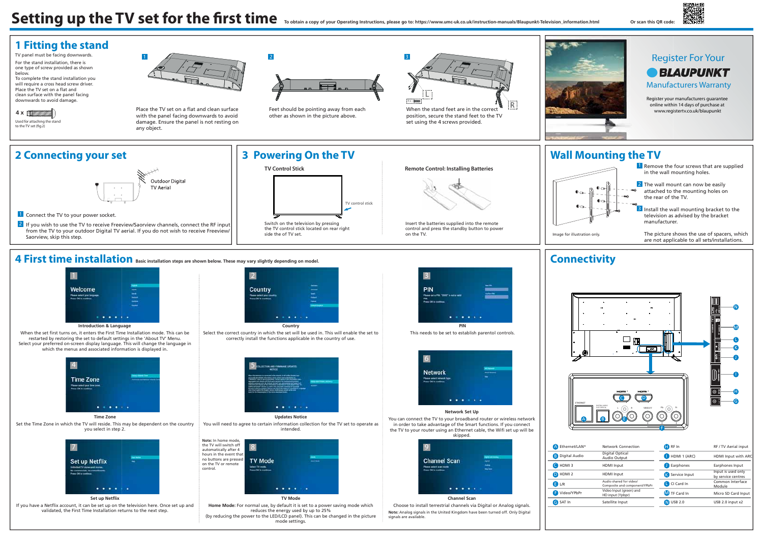# Setting up the TV set for the first time

To obtain a copy of your Operating Instructions, please go to: https://www.umc-uk.co.uk/instruction-manuals/Blaupunkt-Television_information.html

Or scan this QR code:

## 1 Fitting the stand

TV panel must be facing downwards.

For the stand installation, there is one type of screw provided as shown below.

To complete the stand installation you will require a cross head screw driver.

Place the TV set on a flat and clean surface with the panel facing downwards to avoid damage.

4 x

Used for attaching the stand to the TV set (fig.2)

1 Place the TV set on a flat and clean surface with the panel facing downwards to avoid damage. Ensure the panel is not resting on any object.

2 Feet should be pointing away from each other as shown in the picture above.

3 When the stand feet are in the correct position, secure the stand feet to the TV set using the 4 screws provided.

L

R

## Register For Your BLAUPUNKT Manufacturers Warranty

Register your manufacturers guarantee online within 14 days of purchase at www.registertv.co.uk/blaupunkt

## 2 Connecting your set

Outdoor Digital TV Aerial

1 Connect the TV to your power socket.

2 If you wish to use the TV to receive Freeview/Saorview channels, connect the RF input from the TV to your outdoor Digital TV aerial. If you do not wish to receive Freeview/ Saorview, skip this step.

## 3 Powering On the TV

**TV Control Stick**

TV control stick

Switch on the television by pressing the TV control stick located on rear right side of the TV set.

**Remote Control: Installing Batteries**

Insert the batteries supplied into the remote control and press the standby button to power on the TV.

## Wall Mounting the TV

1 Remove the four screws that are supplied in the wall mounting holes.

2 The wall mount can now be easily attached to the mounting holes on the rear of the TV.

3 Install the wall mounting bracket to the television as advised by the bracket manufacturer.

Image for illustration only.

The picture shows the use of spacers, which are not applicable to all sets/installations.

## 4 First time installation

Basic installation steps are shown below. These may vary slightly depending on model.

1 **Introduction & Language**

When the set first turns on, it enters the First Time Installation mode. This can be restarted by restoring the set to default settings in the 'About TV' Menu. Select your preferred on-screen display language. This will change the language in which the menus and associated information is displayed in.

2 **Country**

Select the correct country in which the set will be used in. This will enable the set to correctly install the functions applicable in the country of use.

3 **PIN**

This needs to be set to establish parental controls.

4 **Time Zone**

Set the Time Zone in which the TV will reside. This may be dependent on the country you select in step 2.

5 **Updates Notice**

You will need to agree to certain information collection for the TV set to operate as intended.

6 **Network Set Up**

You can connect the TV to your broadband router or wireless network in order to take advantage of the Smart functions. If you connect the TV to your router using an Ethernet cable, the Wifi set up will be skipped.

7 **Set up Netflix**

If you have a Netflix account, it can be set up on the television here. Once set up and validated, the First Time Installation returns to the next step.

**Note:** In home mode, the TV will switch off automatically after 4 hours in the event that no buttons are pressed on the TV or remote control.

8 **TV Mode**

**Home Mode:** For normal use, by default it is set to a power saving mode which reduces the energy used by up to 25% (by reducing the power to the LED/LCD panel). This can be changed in the picture mode settings.

9 **Channel Scan**

Choose to install terrestrial channels via Digital or Analog signals.

**Note:** Analog signals in the United Kingdom have been turned off. Only Digital signals are available.

## Connectivity

| | | | | | |
|---|---|---|---|---|---|
| A | Ethernet/LAN* | Network Connection | H | RF In | RF / TV Aerial input |
| B | Digital Audio | Digital Optical Audio Output | I | HDMI 1 (ARC) | HDMI Input with ARC |
| C | HDMI 3 | HDMI Input | J | Earphones | Earphones Input |
| D | HDMI 2 | HDMI Input | K | Service Input | Input is used only by service centres |
| E | L/R | Audio shared for video/ Composite and component/YPbPr | L | CI Card In | Common Interface Module |
| F | Video/YPbPr | Video Input (green) and HD input (Ypbpr) | M | TF Card In | Micro SD Card Input |
| G | SAT In | Satellite Input | N | USB 2.0 | USB 2.0 input x2 |